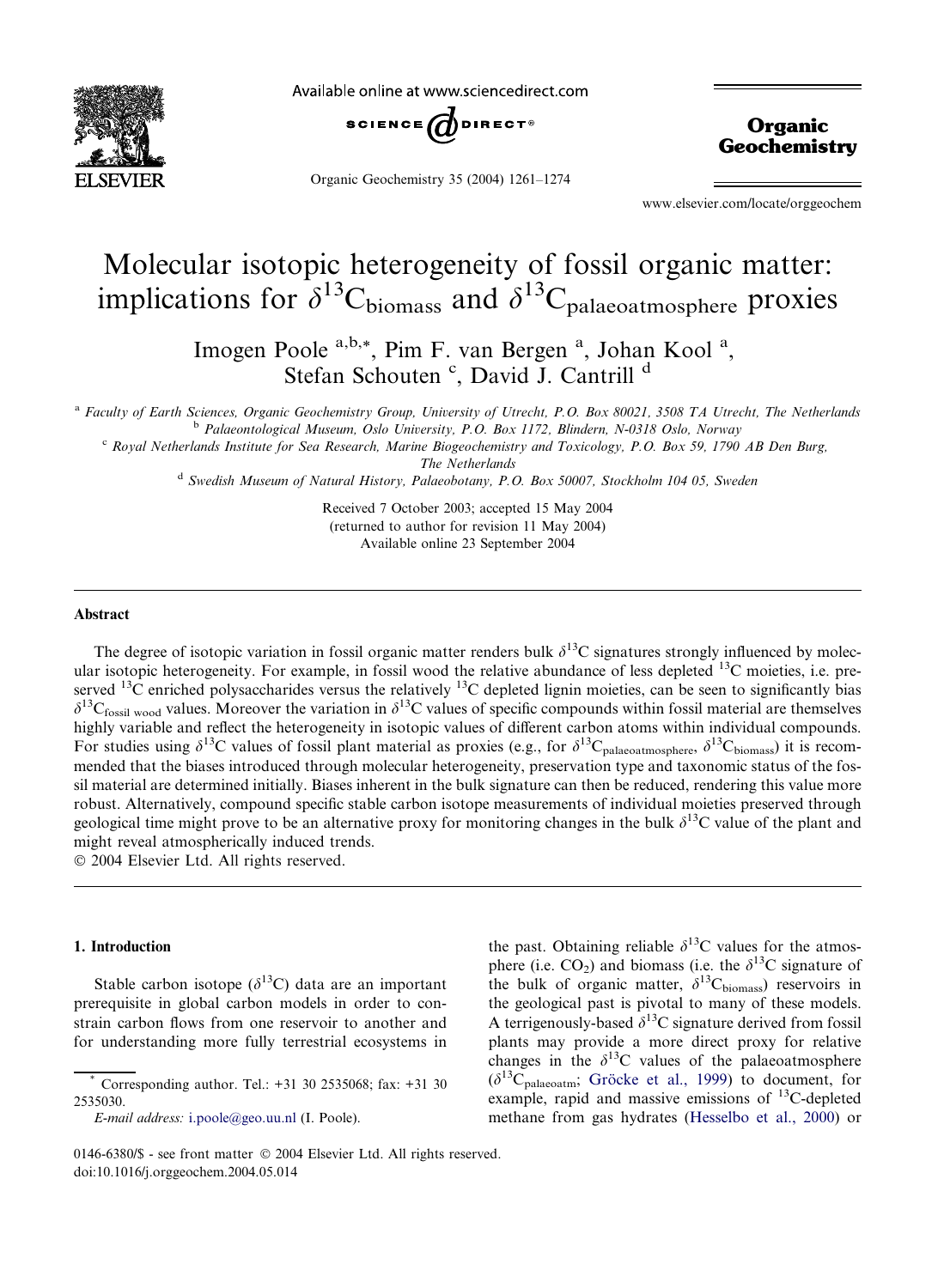# Molecular isotopic heterogeneity of fossil organic matter: implications for $\delta^{13}C_{biomass}$ and $\delta^{13}C_{palaeoatmosphere}$ proxies

Imogen Poole [a,b,*], Pim F. van Bergen [a], Johan Kool [a], Stefan Schouten [c], David J. Cantrill [d]

[a] Faculty of Earth Sciences, Organic Geochemistry Group, University of Utrecht, P.O. Box 80021, 3508 TA Utrecht, The Netherlands
[b] Palaeontological Museum, Oslo University, P.O. Box 1172, Blindern, N-0318 Oslo, Norway
[c] Royal Netherlands Institute for Sea Research, Marine Biogeochemistry and Toxicology, P.O. Box 59, 1790 AB Den Burg, The Netherlands
[d] Swedish Museum of Natural History, Palaeobotany, P.O. Box 50007, Stockholm 104 05, Sweden

Received 7 October 2003; accepted 15 May 2004
(returned to author for revision 11 May 2004)
Available online 23 September 2004

## Abstract

The degree of isotopic variation in fossil organic matter renders bulk $\delta^{13}C$ signatures strongly influenced by molecular isotopic heterogeneity. For example, in fossil wood the relative abundance of less depleted $^{13}C$ moieties, i.e. preserved $^{13}C$ enriched polysaccharides versus the relatively $^{13}C$ depleted lignin moieties, can be seen to significantly bias $\delta^{13}C_{fossil\ wood}$ values. Moreover the variation in $\delta^{13}C$ values of specific compounds within fossil material are themselves highly variable and reflect the heterogeneity in isotopic values of different carbon atoms within individual compounds. For studies using $\delta^{13}C$ values of fossil plant material as proxies (e.g., for $\delta^{13}C_{palaeoatmosphere}$, $\delta^{13}C_{biomass}$) it is recommended that the biases introduced through molecular heterogeneity, preservation type and taxonomic status of the fossil material are determined initially. Biases inherent in the bulk signature can then be reduced, rendering this value more robust. Alternatively, compound specific stable carbon isotope measurements of individual moieties preserved through geological time might prove to be an alternative proxy for monitoring changes in the bulk $\delta^{13}C$ value of the plant and might reveal atmospherically induced trends.

© 2004 Elsevier Ltd. All rights reserved.

## 1. Introduction

Stable carbon isotope ($\delta^{13}C$) data are an important prerequisite in global carbon models in order to constrain carbon flows from one reservoir to another and for understanding more fully terrestrial ecosystems in the past. Obtaining reliable $\delta^{13}C$ values for the atmosphere (i.e. $CO_2$) and biomass (i.e. the $\delta^{13}C$ signature of the bulk of organic matter, $\delta^{13}C_{biomass}$) reservoirs in the geological past is pivotal to many of these models. A terrigenously-based $\delta^{13}C$ signature derived from fossil plants may provide a more direct proxy for relative changes in the $\delta^{13}C$ values of the palaeoatmosphere ($\delta^{13}C_{palaeoatm}$; Gröcke et al., 1999) to document, for example, rapid and massive emissions of $^{13}C$-depleted methane from gas hydrates (Hesselbo et al., 2000) or

---

* Corresponding author. Tel.: +31 30 2535068; fax: +31 30 2535030.
E-mail address: i.poole@geo.uu.nl (I. Poole).

0146-6380/$ - see front matter © 2004 Elsevier Ltd. All rights reserved.
doi:10.1016/j.orggeochem.2004.05.014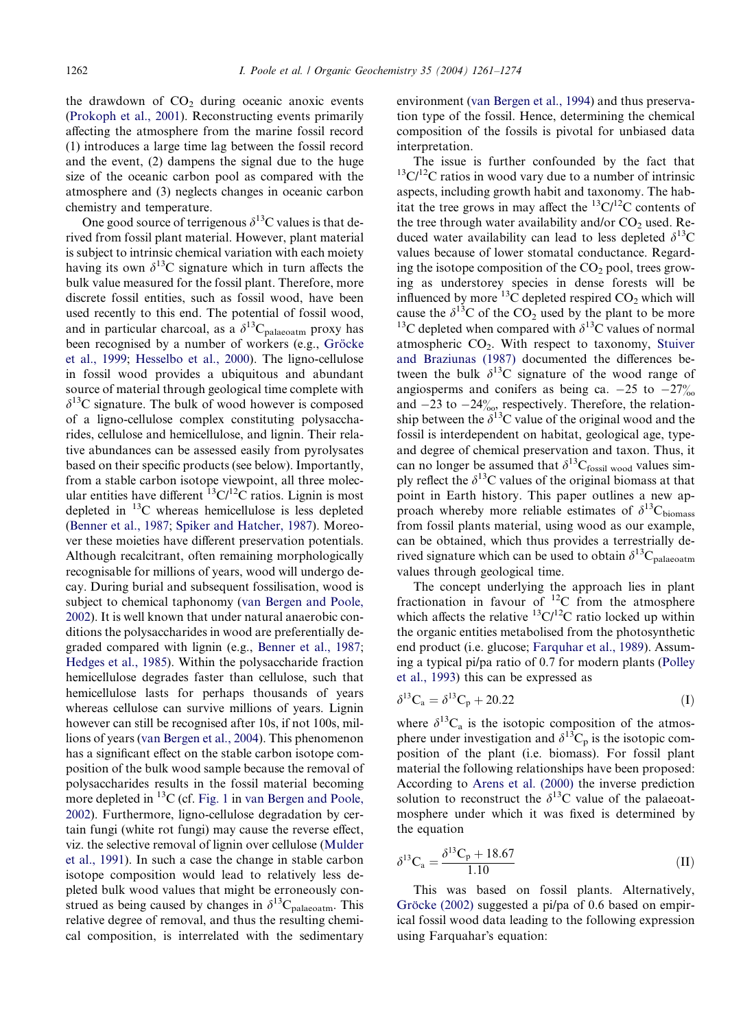the drawdown of $CO_2$ during oceanic anoxic events (Prokoph et al., 2001). Reconstructing events primarily affecting the atmosphere from the marine fossil record (1) introduces a large time lag between the fossil record and the event, (2) dampens the signal due to the huge size of the oceanic carbon pool as compared with the atmosphere and (3) neglects changes in oceanic carbon chemistry and temperature.

One good source of terrigenous $\delta^{13}C$ values is that derived from fossil plant material. However, plant material is subject to intrinsic chemical variation with each moiety having its own $\delta^{13}C$ signature which in turn affects the bulk value measured for the fossil plant. Therefore, more discrete fossil entities, such as fossil wood, have been used recently to this end. The potential of fossil wood, and in particular charcoal, as a $\delta^{13}C_{palaeoatm}$ proxy has been recognised by a number of workers (e.g., Gröcke et al., 1999; Hesselbo et al., 2000). The ligno-cellulose in fossil wood provides a ubiquitous and abundant source of material through geological time complete with $\delta^{13}C$ signature. The bulk of wood however is composed of a ligno-cellulose complex constituting polysaccharides, cellulose and hemicellulose, and lignin. Their relative abundances can be assessed easily from pyrolysates based on their specific products (see below). Importantly, from a stable carbon isotope viewpoint, all three molecular entities have different $^{13}C/^{12}C$ ratios. Lignin is most depleted in $^{13}C$ whereas hemicellulose is less depleted (Benner et al., 1987; Spiker and Hatcher, 1987). Moreover these moieties have different preservation potentials. Although recalcitrant, often remaining morphologically recognisable for millions of years, wood will undergo decay. During burial and subsequent fossilisation, wood is subject to chemical taphonomy (van Bergen and Poole, 2002). It is well known that under natural anaerobic conditions the polysaccharides in wood are preferentially degraded compared with lignin (e.g., Benner et al., 1987; Hedges et al., 1985). Within the polysaccharide fraction hemicellulose degrades faster than cellulose, such that hemicellulose lasts for perhaps thousands of years whereas cellulose can survive millions of years. Lignin however can still be recognised after 10s, if not 100s, millions of years (van Bergen et al., 2004). This phenomenon has a significant effect on the stable carbon isotope composition of the bulk wood sample because the removal of polysaccharides results in the fossil material becoming more depleted in $^{13}C$ (cf. Fig. 1 in van Bergen and Poole, 2002). Furthermore, ligno-cellulose degradation by certain fungi (white rot fungi) may cause the reverse effect, viz. the selective removal of lignin over cellulose (Mulder et al., 1991). In such a case the change in stable carbon isotope composition would lead to relatively less depleted bulk wood values that might be erroneously construed as being caused by changes in $\delta^{13}C_{palaeoatm}$. This relative degree of removal, and thus the resulting chemical composition, is interrelated with the sedimentary environment (van Bergen et al., 1994) and thus preservation type of the fossil. Hence, determining the chemical composition of the fossils is pivotal for unbiased data interpretation.

The issue is further confounded by the fact that $^{13}C/^{12}C$ ratios in wood vary due to a number of intrinsic aspects, including growth habit and taxonomy. The habitat the tree grows in may affect the $^{13}C/^{12}C$ contents of the tree through water availability and/or $CO_2$ used. Reduced water availability can lead to less depleted $\delta^{13}C$ values because of lower stomatal conductance. Regarding the isotope composition of the $CO_2$ pool, trees growing as understorey species in dense forests will be influenced by more $^{13}C$ depleted respired $CO_2$ which will cause the $\delta^{13}C$ of the $CO_2$ used by the plant to be more $^{13}C$ depleted when compared with $\delta^{13}C$ values of normal atmospheric $CO_2$. With respect to taxonomy, Stuiver and Braziunas (1987) documented the differences between the bulk $\delta^{13}C$ signature of the wood range of angiosperms and conifers as being ca. −25 to −27‰ and −23 to −24‰, respectively. Therefore, the relationship between the $\delta^{13}C$ value of the original wood and the fossil is interdependent on habitat, geological age, type- and degree of chemical preservation and taxon. Thus, it can no longer be assumed that $\delta^{13}C_{fossil\ wood}$ values simply reflect the $\delta^{13}C$ values of the original biomass at that point in Earth history. This paper outlines a new approach whereby more reliable estimates of $\delta^{13}C_{biomass}$ from fossil plants material, using wood as our example, can be obtained, which thus provides a terrestrially derived signature which can be used to obtain $\delta^{13}C_{palaeoatm}$ values through geological time.

The concept underlying the approach lies in plant fractionation in favour of $^{12}C$ from the atmosphere which affects the relative $^{13}C/^{12}C$ ratio locked up within the organic entities metabolised from the photosynthetic end product (i.e. glucose; Farquhar et al., 1989). Assuming a typical pi/pa ratio of 0.7 for modern plants (Polley et al., 1993) this can be expressed as

$$\delta^{13}C_a = \delta^{13}C_p + 20.22 \tag{I}$$

where $\delta^{13}C_a$ is the isotopic composition of the atmosphere under investigation and $\delta^{13}C_p$ is the isotopic composition of the plant (i.e. biomass). For fossil plant material the following relationships have been proposed: According to Arens et al. (2000) the inverse prediction solution to reconstruct the $\delta^{13}C$ value of the palaeoatmosphere under which it was fixed is determined by the equation

$$\delta^{13}C_a = \frac{\delta^{13}C_p + 18.67}{1.10} \tag{II}$$

This was based on fossil plants. Alternatively, Gröcke (2002) suggested a pi/pa of 0.6 based on empirical fossil wood data leading to the following expression using Farquahar's equation: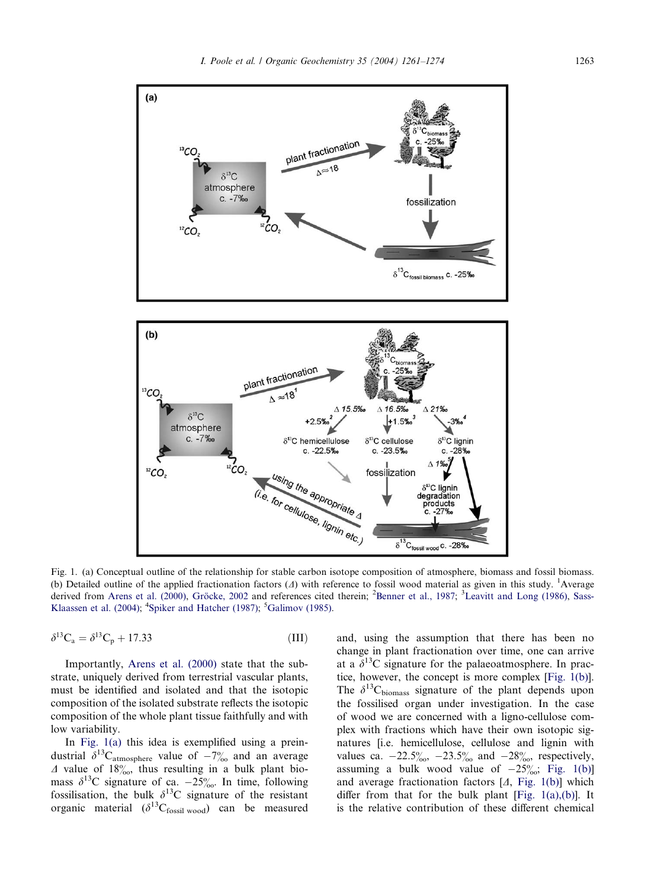Fig. 1. (a) Conceptual outline of the relationship for stable carbon isotope composition of atmosphere, biomass and fossil biomass. (b) Detailed outline of the applied fractionation factors ($\Delta$) with reference to fossil wood material as given in this study. [1]Average derived from Arens et al. (2000), Gröcke, 2002 and references cited therein; [2]Benner et al., 1987; [3]Leavitt and Long (1986), Sass-Klaassen et al. (2004); [4]Spiker and Hatcher (1987); [5]Galimov (1985).

$$\delta^{13}C_a = \delta^{13}C_p + 17.33 \qquad \text{(III)}$$

Importantly, Arens et al. (2000) state that the substrate, uniquely derived from terrestrial vascular plants, must be identified and isolated and that the isotopic composition of the isolated substrate reflects the isotopic composition of the whole plant tissue faithfully and with low variability.

In Fig. 1(a) this idea is exemplified using a preindustrial $\delta^{13}C_{atmosphere}$ value of $-7‰$ and an average $\Delta$ value of 18‰, thus resulting in a bulk plant biomass $\delta^{13}C$ signature of ca. $-25‰$. In time, following fossilisation, the bulk $\delta^{13}C$ signature of the resistant organic material ($\delta^{13}C_{fossil\ wood}$) can be measured and, using the assumption that there has been no change in plant fractionation over time, one can arrive at a $\delta^{13}C$ signature for the palaeoatmosphere. In practice, however, the concept is more complex [Fig. 1(b)]. The $\delta^{13}C_{biomass}$ signature of the plant depends upon the fossilised organ under investigation. In the case of wood we are concerned with a ligno-cellulose complex with fractions which have their own isotopic signatures [i.e. hemicellulose, cellulose and lignin with values ca. $-22.5‰$, $-23.5‰$ and $-28‰$, respectively, assuming a bulk wood value of $-25‰$; Fig. 1(b)] and average fractionation factors [$\Delta$, Fig. 1(b)] which differ from that for the bulk plant [Fig. 1(a),(b)]. It is the relative contribution of these different chemical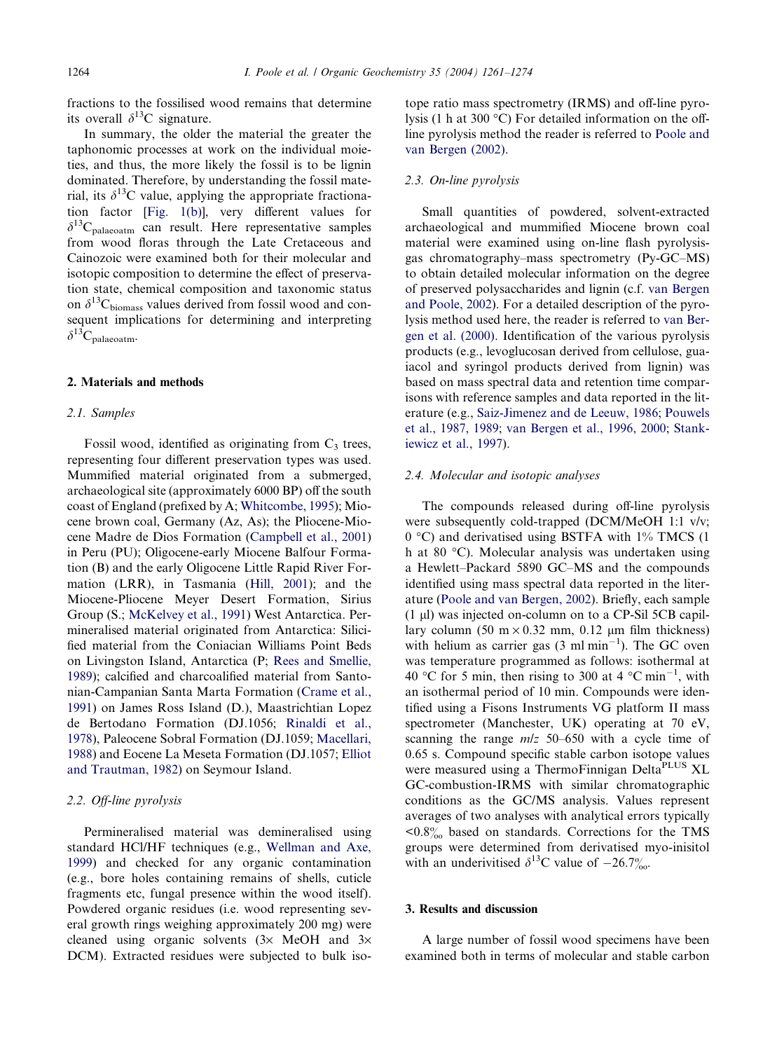fractions to the fossilised wood remains that determine its overall $\delta^{13}C$ signature.

In summary, the older the material the greater the taphonomic processes at work on the individual moieties, and thus, the more likely the fossil is to be lignin dominated. Therefore, by understanding the fossil material, its $\delta^{13}C$ value, applying the appropriate fractionation factor [Fig. 1(b)], very different values for $\delta^{13}C_{palaeoatm}$ can result. Here representative samples from wood floras through the Late Cretaceous and Cainozoic were examined both for their molecular and isotopic composition to determine the effect of preservation state, chemical composition and taxonomic status on $\delta^{13}C_{biomass}$ values derived from fossil wood and consequent implications for determining and interpreting $\delta^{13}C_{palaeoatm}$.

## 2. Materials and methods

### 2.1. Samples

Fossil wood, identified as originating from $C_3$ trees, representing four different preservation types was used. Mummified material originated from a submerged, archaeological site (approximately 6000 BP) off the south coast of England (prefixed by A; Whitcombe, 1995); Miocene brown coal, Germany (Az, As); the Pliocene-Miocene Madre de Dios Formation (Campbell et al., 2001) in Peru (PU); Oligocene-early Miocene Balfour Formation (B) and the early Oligocene Little Rapid River Formation (LRR), in Tasmania (Hill, 2001); and the Miocene-Pliocene Meyer Desert Formation, Sirius Group (S.; McKelvey et al., 1991) West Antarctica. Permineralised material originated from Antarctica: Silicified material from the Coniacian Williams Point Beds on Livingston Island, Antarctica (P; Rees and Smellie, 1989); calcified and charcoalified material from Santonian-Campanian Santa Marta Formation (Crame et al., 1991) on James Ross Island (D.), Maastrichtian Lopez de Bertodano Formation (DJ.1056; Rinaldi et al., 1978), Paleocene Sobral Formation (DJ.1059; Macellari, 1988) and Eocene La Meseta Formation (DJ.1057; Elliot and Trautman, 1982) on Seymour Island.

### 2.2. Off-line pyrolysis

Permineralised material was demineralised using standard HCl/HF techniques (e.g., Wellman and Axe, 1999) and checked for any organic contamination (e.g., bore holes containing remains of shells, cuticle fragments etc, fungal presence within the wood itself). Powdered organic residues (i.e. wood representing several growth rings weighing approximately 200 mg) were cleaned using organic solvents (3× MeOH and 3× DCM). Extracted residues were subjected to bulk isotope ratio mass spectrometry (IRMS) and off-line pyrolysis (1 h at 300 °C) For detailed information on the off-line pyrolysis method the reader is referred to Poole and van Bergen (2002).

### 2.3. On-line pyrolysis

Small quantities of powdered, solvent-extracted archaeological and mummified Miocene brown coal material were examined using on-line flash pyrolysis-gas chromatography–mass spectrometry (Py-GC–MS) to obtain detailed molecular information on the degree of preserved polysaccharides and lignin (c.f. van Bergen and Poole, 2002). For a detailed description of the pyrolysis method used here, the reader is referred to van Bergen et al. (2000). Identification of the various pyrolysis products (e.g., levoglucosan derived from cellulose, guaiacol and syringol products derived from lignin) was based on mass spectral data and retention time comparisons with reference samples and data reported in the literature (e.g., Saiz-Jimenez and de Leeuw, 1986; Pouwels et al., 1987, 1989; van Bergen et al., 1996, 2000; Stankiewicz et al., 1997).

### 2.4. Molecular and isotopic analyses

The compounds released during off-line pyrolysis were subsequently cold-trapped (DCM/MeOH 1:1 v/v; 0 °C) and derivatised using BSTFA with 1% TMCS (1 h at 80 °C). Molecular analysis was undertaken using a Hewlett–Packard 5890 GC–MS and the compounds identified using mass spectral data reported in the literature (Poole and van Bergen, 2002). Briefly, each sample (1 µl) was injected on-column on to a CP-Sil 5CB capillary column (50 m × 0.32 mm, 0.12 µm film thickness) with helium as carrier gas (3 ml $min^{-1}$). The GC oven was temperature programmed as follows: isothermal at 40 °C for 5 min, then rising to 300 at 4 °C $min^{-1}$, with an isothermal period of 10 min. Compounds were identified using a Fisons Instruments VG platform II mass spectrometer (Manchester, UK) operating at 70 eV, scanning the range *m/z* 50–650 with a cycle time of 0.65 s. Compound specific stable carbon isotope values were measured using a ThermoFinnigan Delta$^{PLUS}$ XL GC-combustion-IRMS with similar chromatographic conditions as the GC/MS analysis. Values represent averages of two analyses with analytical errors typically <0.8‰ based on standards. Corrections for the TMS groups were determined from derivatised myo-inisitol with an underivitised $\delta^{13}C$ value of −26.7‰.

## 3. Results and discussion

A large number of fossil wood specimens have been examined both in terms of molecular and stable carbon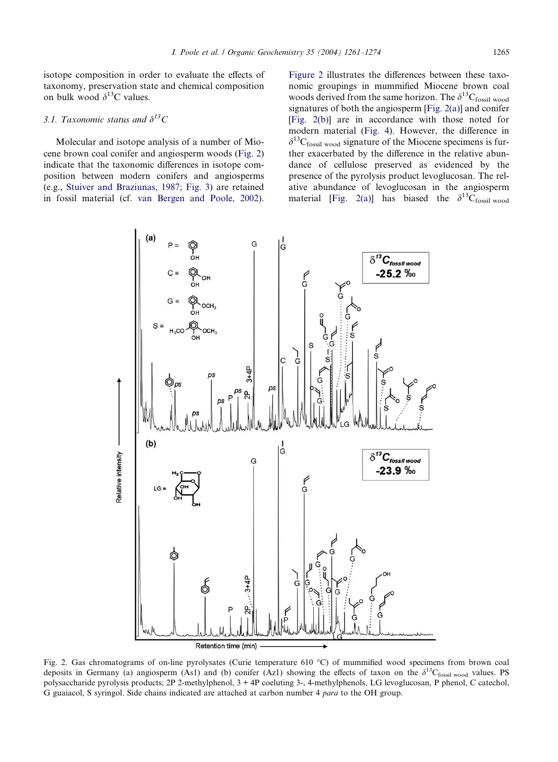isotope composition in order to evaluate the effects of taxonomy, preservation state and chemical composition on bulk wood $\delta^{13}C$ values.

### 3.1. Taxonomic status and $\delta^{13}C$

Molecular and isotope analysis of a number of Miocene brown coal conifer and angiosperm woods (Fig. 2) indicate that the taxonomic differences in isotope composition between modern conifers and angiosperms (e.g., Stuiver and Braziunas, 1987; Fig. 3) are retained in fossil material (cf. van Bergen and Poole, 2002). Figure 2 illustrates the differences between these taxonomic groupings in mummified Miocene brown coal woods derived from the same horizon. The $\delta^{13}C_{fossil\ wood}$ signatures of both the angiosperm [Fig. 2(a)] and conifer [Fig. 2(b)] are in accordance with those noted for modern material (Fig. 4). However, the difference in $\delta^{13}C_{fossil\ wood}$ signature of the Miocene specimens is further exacerbated by the difference in the relative abundance of cellulose preserved as evidenced by the presence of the pyrolysis product levoglucosan. The relative abundance of levoglucosan in the angiosperm material [Fig. 2(a)] has biased the $\delta^{13}C_{fossil\ wood}$

Fig. 2. Gas chromatograms of on-line pyrolysates (Curie temperature 610 °C) of mummified wood specimens from brown coal deposits in Germany (a) angiosperm (As1) and (b) conifer (Az1) showing the effects of taxon on the $\delta^{13}C_{fossil\ wood}$ values. PS polysaccharide pyrolysis products; 2P 2-methylphenol, 3 + 4P coeluting 3-, 4-methylphenols, LG levoglucosan, P phenol, C catechol, G guaiacol, S syringol. Side chains indicated are attached at carbon number 4 *para* to the OH group.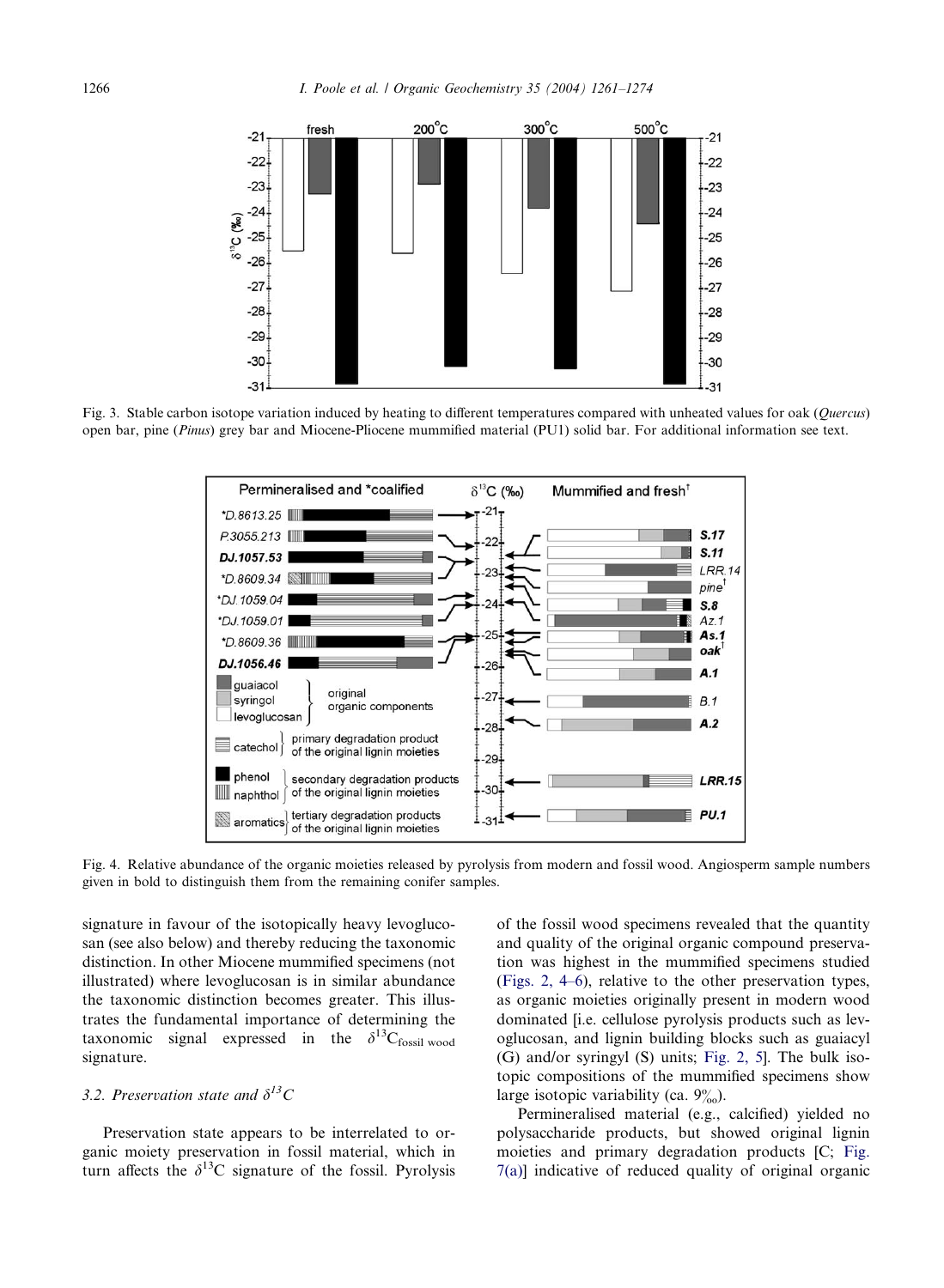Fig. 3. Stable carbon isotope variation induced by heating to different temperatures compared with unheated values for oak (*Quercus*) open bar, pine (*Pinus*) grey bar and Miocene-Pliocene mummified material (PU1) solid bar. For additional information see text.

Fig. 4. Relative abundance of the organic moieties released by pyrolysis from modern and fossil wood. Angiosperm sample numbers given in bold to distinguish them from the remaining conifer samples.

signature in favour of the isotopically heavy levoglucosan (see also below) and thereby reducing the taxonomic distinction. In other Miocene mummified specimens (not illustrated) where levoglucosan is in similar abundance the taxonomic distinction becomes greater. This illustrates the fundamental importance of determining the taxonomic signal expressed in the $\delta^{13}C_{\text{fossil wood}}$ signature.

### 3.2. Preservation state and $\delta^{13}C$

Preservation state appears to be interrelated to organic moiety preservation in fossil material, which in turn affects the $\delta^{13}C$ signature of the fossil. Pyrolysis of the fossil wood specimens revealed that the quantity and quality of the original organic compound preservation was highest in the mummified specimens studied (Figs. 2, 4–6), relative to the other preservation types, as organic moieties originally present in modern wood dominated [i.e. cellulose pyrolysis products such as levoglucosan, and lignin building blocks such as guaiacyl (G) and/or syringyl (S) units; Fig. 2, 5]. The bulk isotopic compositions of the mummified specimens show large isotopic variability (ca. 9‰).

Permineralised material (e.g., calcified) yielded no polysaccharide products, but showed original lignin moieties and primary degradation products [C; Fig. 7(a)] indicative of reduced quality of original organic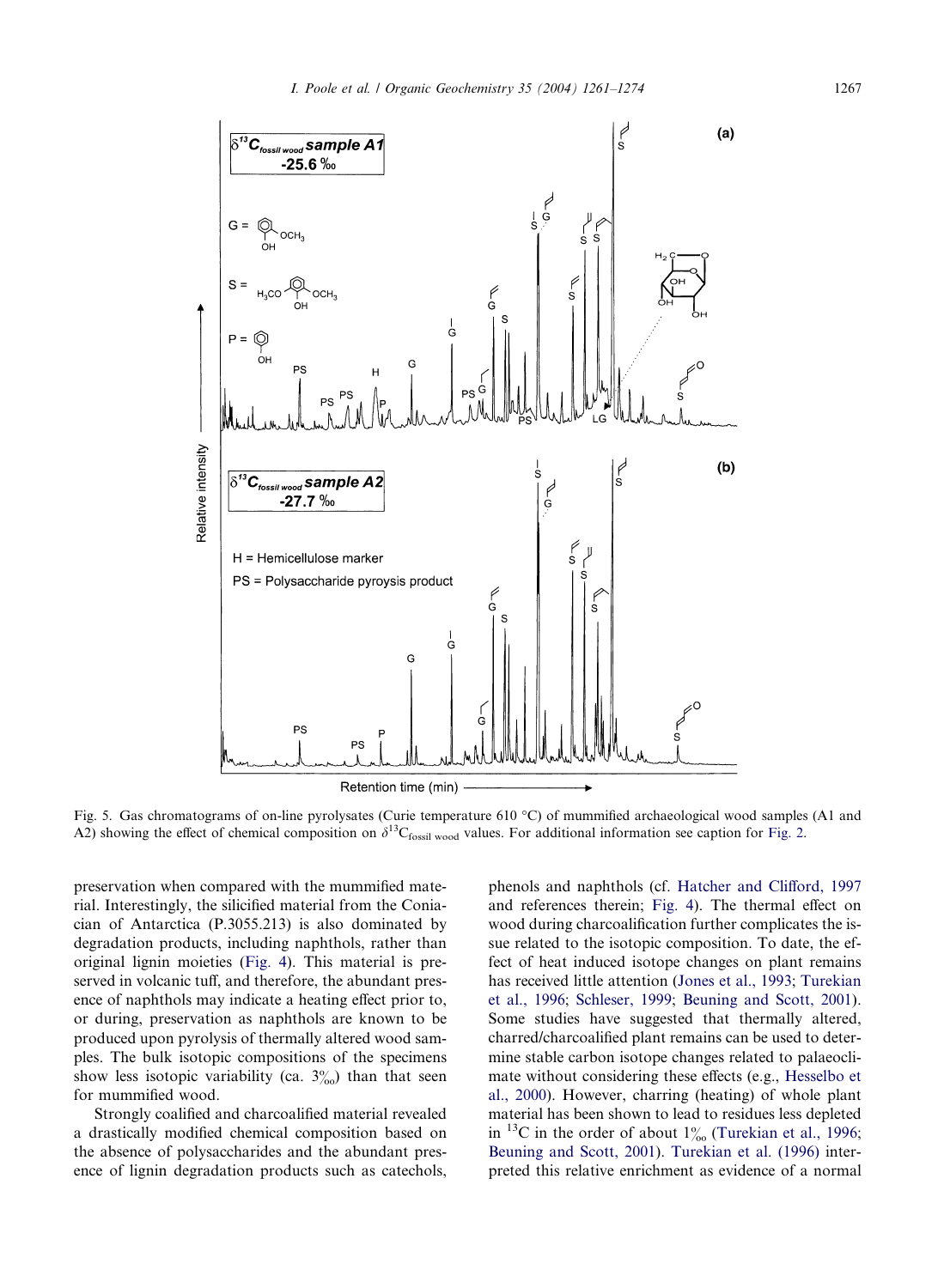Fig. 5. Gas chromatograms of on-line pyrolysates (Curie temperature 610 °C) of mummified archaeological wood samples (A1 and A2) showing the effect of chemical composition on $\delta^{13}C_{fossil\ wood}$ values. For additional information see caption for Fig. 2.

preservation when compared with the mummified material. Interestingly, the silicified material from the Coniacian of Antarctica (P.3055.213) is also dominated by degradation products, including naphthols, rather than original lignin moieties (Fig. 4). This material is preserved in volcanic tuff, and therefore, the abundant presence of naphthols may indicate a heating effect prior to, or during, preservation as naphthols are known to be produced upon pyrolysis of thermally altered wood samples. The bulk isotopic compositions of the specimens show less isotopic variability (ca. 3‰) than that seen for mummified wood.

Strongly coalified and charcoalified material revealed a drastically modified chemical composition based on the absence of polysaccharides and the abundant presence of lignin degradation products such as catechols, phenols and naphthols (cf. Hatcher and Clifford, 1997 and references therein; Fig. 4). The thermal effect on wood during charcoalification further complicates the issue related to the isotopic composition. To date, the effect of heat induced isotope changes on plant remains has received little attention (Jones et al., 1993; Turekian et al., 1996; Schleser, 1999; Beuning and Scott, 2001). Some studies have suggested that thermally altered, charred/charcoalified plant remains can be used to determine stable carbon isotope changes related to palaeoclimate without considering these effects (e.g., Hesselbo et al., 2000). However, charring (heating) of whole plant material has been shown to lead to residues less depleted in $^{13}C$ in the order of about 1‰ (Turekian et al., 1996; Beuning and Scott, 2001). Turekian et al. (1996) interpreted this relative enrichment as evidence of a normal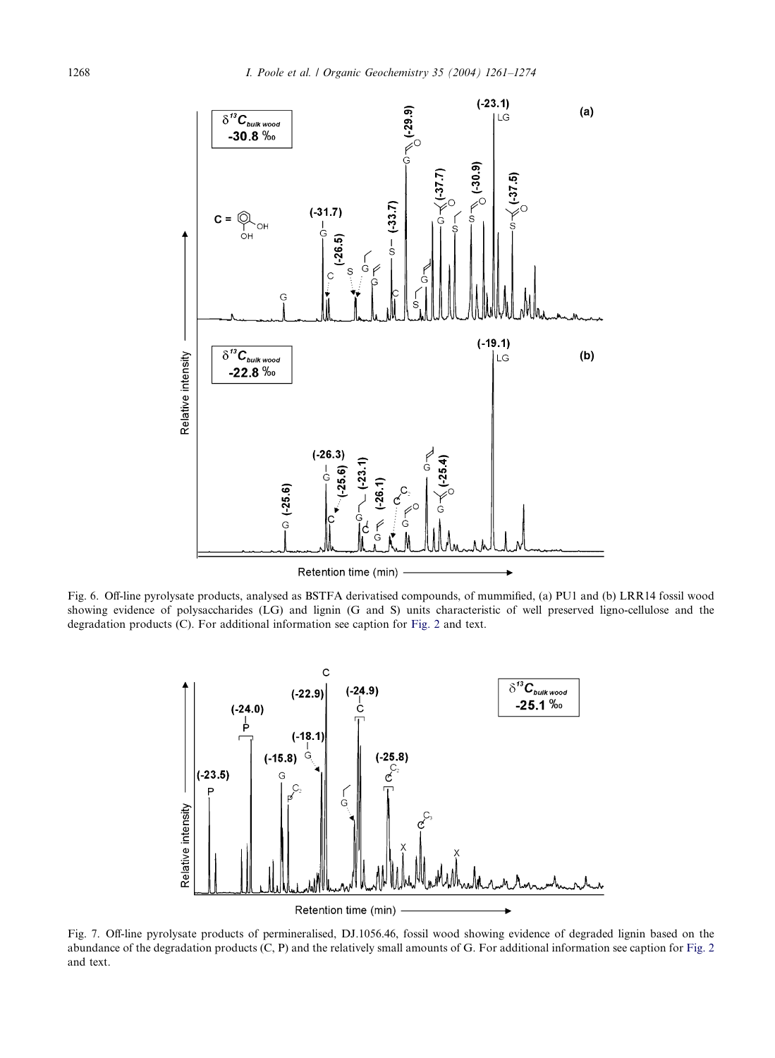Fig. 6. Off-line pyrolysate products, analysed as BSTFA derivatised compounds, of mummified, (a) PU1 and (b) LRR14 fossil wood showing evidence of polysaccharides (LG) and lignin (G and S) units characteristic of well preserved ligno-cellulose and the degradation products (C). For additional information see caption for Fig. 2 and text.

Fig. 7. Off-line pyrolysate products of permineralised, DJ.1056.46, fossil wood showing evidence of degraded lignin based on the abundance of the degradation products (C, P) and the relatively small amounts of G. For additional information see caption for Fig. 2 and text.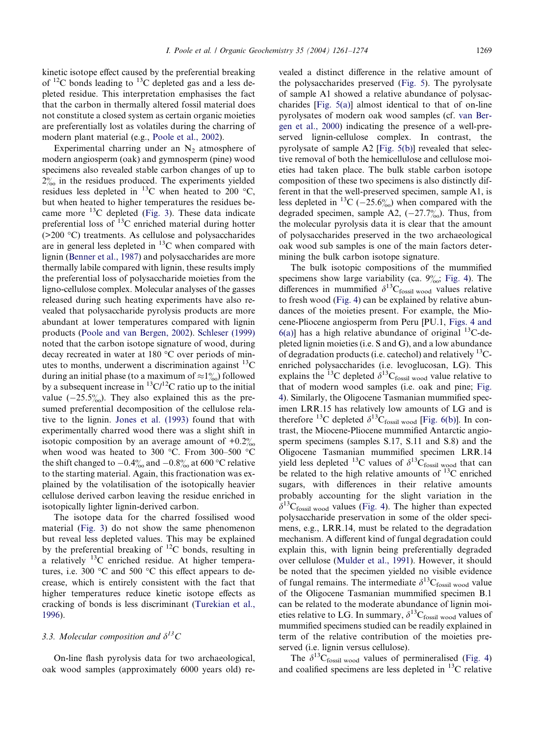kinetic isotope effect caused by the preferential breaking of $^{12}C$ bonds leading to $^{13}C$ depleted gas and a less depleted residue. This interpretation emphasises the fact that the carbon in thermally altered fossil material does not constitute a closed system as certain organic moieties are preferentially lost as volatiles during the charring of modern plant material (e.g., Poole et al., 2002).

Experimental charring under an $N_2$ atmosphere of modern angiosperm (oak) and gymnosperm (pine) wood specimens also revealed stable carbon changes of up to 2‰ in the residues produced. The experiments yielded residues less depleted in $^{13}C$ when heated to 200 °C, but when heated to higher temperatures the residues became more $^{13}C$ depleted (Fig. 3). These data indicate preferential loss of $^{13}C$ enriched material during hotter (>200 °C) treatments. As cellulose and polysaccharides are in general less depleted in $^{13}C$ when compared with lignin (Benner et al., 1987) and polysaccharides are more thermally labile compared with lignin, these results imply the preferential loss of polysaccharide moieties from the ligno-cellulose complex. Molecular analyses of the gasses released during such heating experiments have also revealed that polysaccharide pyrolysis products are more abundant at lower temperatures compared with lignin products (Poole and van Bergen, 2002). Schleser (1999) noted that the carbon isotope signature of wood, during decay recreated in water at 180 °C over periods of minutes to months, underwent a discrimination against $^{13}C$ during an initial phase (to a maximum of ≈1‰) followed by a subsequent increase in $^{13}C/^{12}C$ ratio up to the initial value (−25.5‰). They also explained this as the presumed preferential decomposition of the cellulose relative to the lignin. Jones et al. (1993) found that with experimentally charred wood there was a slight shift in isotopic composition by an average amount of +0.2‰ when wood was heated to 300 °C. From 300–500 °C the shift changed to −0.4‰ and −0.8‰ at 600 °C relative to the starting material. Again, this fractionation was explained by the volatilisation of the isotopically heavier cellulose derived carbon leaving the residue enriched in isotopically lighter lignin-derived carbon.

The isotope data for the charred fossilised wood material (Fig. 3) do not show the same phenomenon but reveal less depleted values. This may be explained by the preferential breaking of $^{12}C$ bonds, resulting in a relatively $^{13}C$ enriched residue. At higher temperatures, i.e. 300 °C and 500 °C this effect appears to decrease, which is entirely consistent with the fact that higher temperatures reduce kinetic isotope effects as cracking of bonds is less discriminant (Turekian et al., 1996).

### 3.3. Molecular composition and $\delta^{13}C$

On-line flash pyrolysis data for two archaeological, oak wood samples (approximately 6000 years old) revealed a distinct difference in the relative amount of the polysaccharides preserved (Fig. 5). The pyrolysate of sample A1 showed a relative abundance of polysaccharides [Fig. 5(a)] almost identical to that of on-line pyrolysates of modern oak wood samples (cf. van Bergen et al., 2000) indicating the presence of a well-preserved lignin-cellulose complex. In contrast, the pyrolysate of sample A2 [Fig. 5(b)] revealed that selective removal of both the hemicellulose and cellulose moieties had taken place. The bulk stable carbon isotope composition of these two specimens is also distinctly different in that the well-preserved specimen, sample A1, is less depleted in $^{13}C$ (−25.6‰) when compared with the degraded specimen, sample A2, (−27.7‰). Thus, from the molecular pyrolysis data it is clear that the amount of polysaccharides preserved in the two archaeological oak wood sub samples is one of the main factors determining the bulk carbon isotope signature.

The bulk isotopic compositions of the mummified specimens show large variability (ca. 9‰; Fig. 4). The differences in mummified $\delta^{13}C_{\text{fossil wood}}$ values relative to fresh wood (Fig. 4) can be explained by relative abundances of the moieties present. For example, the Miocene-Pliocene angiosperm from Peru [PU.1, Figs. 4 and 6(a)] has a high relative abundance of original $^{13}C$-depleted lignin moieties (i.e. S and G), and a low abundance of degradation products (i.e. catechol) and relatively $^{13}C$-enriched polysaccharides (i.e. levoglucosan, LG). This explains the $^{13}C$ depleted $\delta^{13}C_{\text{fossil wood}}$ value relative to that of modern wood samples (i.e. oak and pine; Fig. 4). Similarly, the Oligocene Tasmanian mummified specimen LRR.15 has relatively low amounts of LG and is therefore $^{13}C$ depleted $\delta^{13}C_{\text{fossil wood}}$ [Fig. 6(b)]. In contrast, the Miocene-Pliocene mummified Antarctic angiosperm specimens (samples S.17, S.11 and S.8) and the Oligocene Tasmanian mummified specimen LRR.14 yield less depleted $^{13}C$ values of $\delta^{13}C_{\text{fossil wood}}$ that can be related to the high relative amounts of $^{13}C$ enriched sugars, with differences in their relative amounts probably accounting for the slight variation in the $\delta^{13}C_{\text{fossil wood}}$ values (Fig. 4). The higher than expected polysaccharide preservation in some of the older specimens, e.g., LRR.14, must be related to the degradation mechanism. A different kind of fungal degradation could explain this, with lignin being preferentially degraded over cellulose (Mulder et al., 1991). However, it should be noted that the specimen yielded no visible evidence of fungal remains. The intermediate $\delta^{13}C_{\text{fossil wood}}$ value of the Oligocene Tasmanian mummified specimen B.1 can be related to the moderate abundance of lignin moieties relative to LG. In summary, $\delta^{13}C_{\text{fossil wood}}$ values of mummified specimens studied can be readily explained in term of the relative contribution of the moieties preserved (i.e. lignin versus cellulose).

The $\delta^{13}C_{\text{fossil wood}}$ values of permineralised (Fig. 4) and coalified specimens are less depleted in $^{13}C$ relative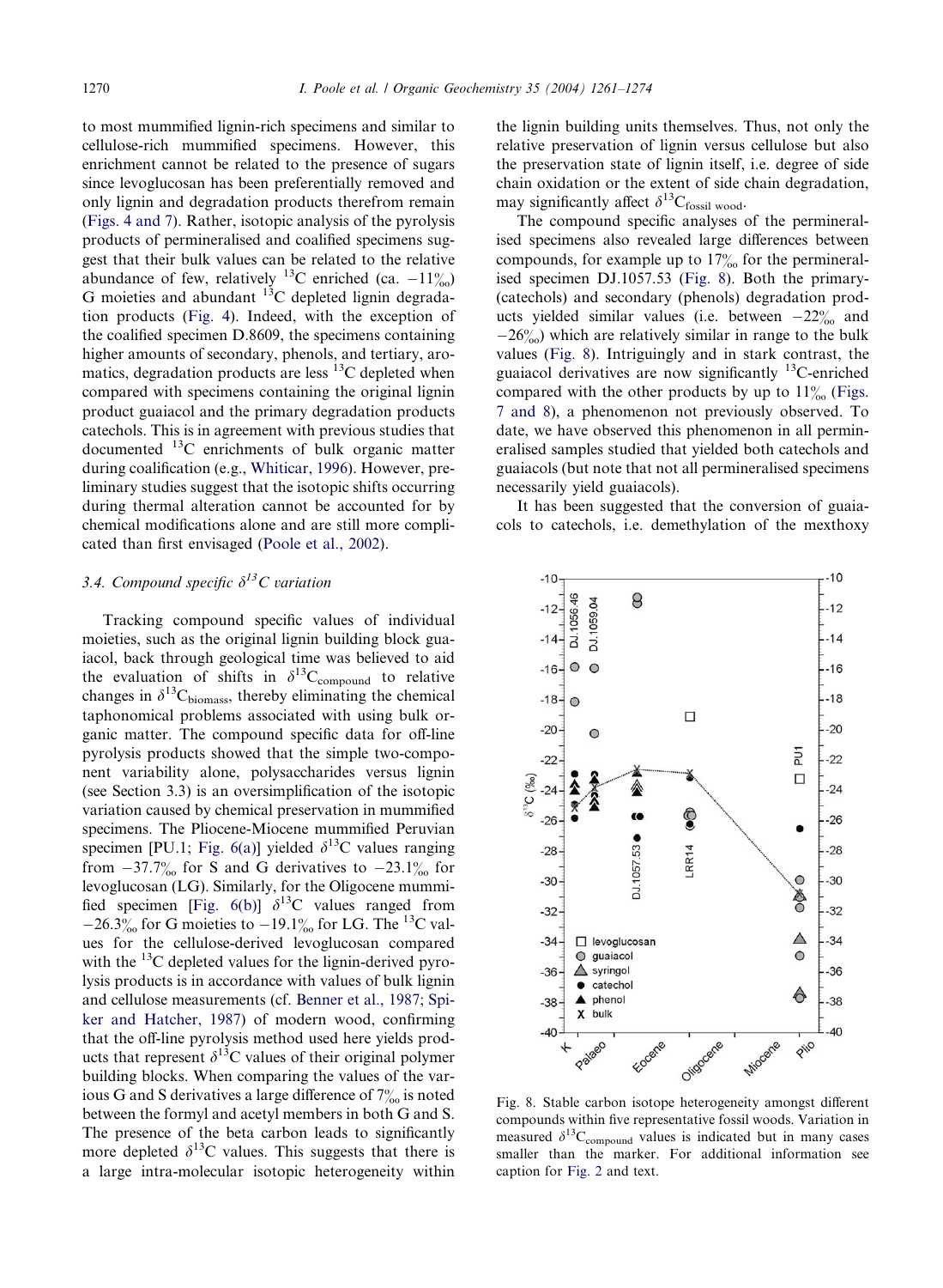to most mummified lignin-rich specimens and similar to cellulose-rich mummified specimens. However, this enrichment cannot be related to the presence of sugars since levoglucosan has been preferentially removed and only lignin and degradation products therefrom remain (Figs. 4 and 7). Rather, isotopic analysis of the pyrolysis products of permineralised and coalified specimens suggest that their bulk values can be related to the relative abundance of few, relatively $^{13}C$ enriched (ca. −11‰) G moieties and abundant $^{13}C$ depleted lignin degradation products (Fig. 4). Indeed, with the exception of the coalified specimen D.8609, the specimens containing higher amounts of secondary, phenols, and tertiary, aromatics, degradation products are less $^{13}C$ depleted when compared with specimens containing the original lignin product guaiacol and the primary degradation products catechols. This is in agreement with previous studies that documented $^{13}C$ enrichments of bulk organic matter during coalification (e.g., Whiticar, 1996). However, preliminary studies suggest that the isotopic shifts occurring during thermal alteration cannot be accounted for by chemical modifications alone and are still more complicated than first envisaged (Poole et al., 2002).

### 3.4. Compound specific $\delta^{13}C$ variation

Tracking compound specific values of individual moieties, such as the original lignin building block guaiacol, back through geological time was believed to aid the evaluation of shifts in $\delta^{13}C_{compound}$ to relative changes in $\delta^{13}C_{biomass}$, thereby eliminating the chemical taphonomical problems associated with using bulk organic matter. The compound specific data for off-line pyrolysis products showed that the simple two-component variability alone, polysaccharides versus lignin (see Section 3.3) is an oversimplification of the isotopic variation caused by chemical preservation in mummified specimens. The Pliocene-Miocene mummified Peruvian specimen [PU.1; Fig. 6(a)] yielded $\delta^{13}C$ values ranging from −37.7‰ for S and G derivatives to −23.1‰ for levoglucosan (LG). Similarly, for the Oligocene mummified specimen [Fig. 6(b)] $\delta^{13}C$ values ranged from −26.3‰ for G moieties to −19.1‰ for LG. The $^{13}C$ values for the cellulose-derived levoglucosan compared with the $^{13}C$ depleted values for the lignin-derived pyrolysis products is in accordance with values of bulk lignin and cellulose measurements (cf. Benner et al., 1987; Spiker and Hatcher, 1987) of modern wood, confirming that the off-line pyrolysis method used here yields products that represent $\delta^{13}C$ values of their original polymer building blocks. When comparing the values of the various G and S derivatives a large difference of 7‰ is noted between the formyl and acetyl members in both G and S. The presence of the beta carbon leads to significantly more depleted $\delta^{13}C$ values. This suggests that there is a large intra-molecular isotopic heterogeneity within the lignin building units themselves. Thus, not only the relative preservation of lignin versus cellulose but also the preservation state of lignin itself, i.e. degree of side chain oxidation or the extent of side chain degradation, may significantly affect $\delta^{13}C_{fossil\ wood}$.

The compound specific analyses of the permineralised specimens also revealed large differences between compounds, for example up to 17‰ for the permineralised specimen DJ.1057.53 (Fig. 8). Both the primary- (catechols) and secondary (phenols) degradation products yielded similar values (i.e. between −22‰ and −26‰) which are relatively similar in range to the bulk values (Fig. 8). Intriguingly and in stark contrast, the guaiacol derivatives are now significantly $^{13}C$-enriched compared with the other products by up to 11‰ (Figs. 7 and 8), a phenomenon not previously observed. To date, we have observed this phenomenon in all permineralised samples studied that yielded both catechols and guaiacols (but note that not all permineralised specimens necessarily yield guaiacols).

It has been suggested that the conversion of guaiacols to catechols, i.e. demethylation of the mexthoxy

Fig. 8. Stable carbon isotope heterogeneity amongst different compounds within five representative fossil woods. Variation in measured $\delta^{13}C_{compound}$ values is indicated but in many cases smaller than the marker. For additional information see caption for Fig. 2 and text.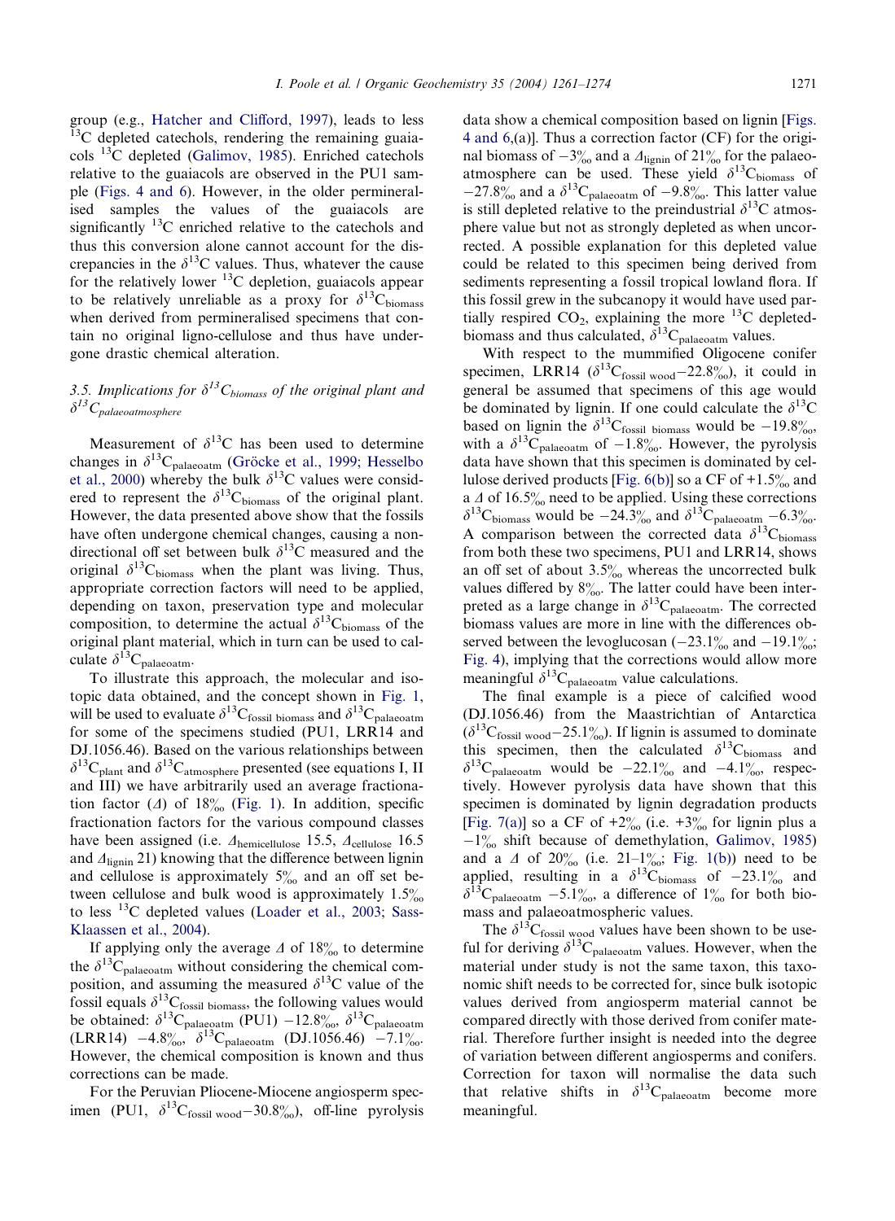group (e.g., Hatcher and Clifford, 1997), leads to less $^{13}C$ depleted catechols, rendering the remaining guaiacols $^{13}C$ depleted (Galimov, 1985). Enriched catechols relative to the guaiacols are observed in the PU1 sample (Figs. 4 and 6). However, in the older permineralised samples the values of the guaiacols are significantly $^{13}C$ enriched relative to the catechols and thus this conversion alone cannot account for the discrepancies in the $\delta^{13}C$ values. Thus, whatever the cause for the relatively lower $^{13}C$ depletion, guaiacols appear to be relatively unreliable as a proxy for $\delta^{13}C_{biomass}$ when derived from permineralised specimens that contain no original ligno-cellulose and thus have undergone drastic chemical alteration.

### 3.5. Implications for $\delta^{13}C_{biomass}$ of the original plant and $\delta^{13}C_{palaeoatmosphere}$

Measurement of $\delta^{13}C$ has been used to determine changes in $\delta^{13}C_{palaeoatm}$ (Gröcke et al., 1999; Hesselbo et al., 2000) whereby the bulk $\delta^{13}C$ values were considered to represent the $\delta^{13}C_{biomass}$ of the original plant. However, the data presented above show that the fossils have often undergone chemical changes, causing a non-directional off set between bulk $\delta^{13}C$ measured and the original $\delta^{13}C_{biomass}$ when the plant was living. Thus, appropriate correction factors will need to be applied, depending on taxon, preservation type and molecular composition, to determine the actual $\delta^{13}C_{biomass}$ of the original plant material, which in turn can be used to calculate $\delta^{13}C_{palaeoatm}$.

To illustrate this approach, the molecular and isotopic data obtained, and the concept shown in Fig. 1, will be used to evaluate $\delta^{13}C_{fossil\ biomass}$ and $\delta^{13}C_{palaeoatm}$ for some of the specimens studied (PU1, LRR14 and DJ.1056.46). Based on the various relationships between $\delta^{13}C_{plant}$ and $\delta^{13}C_{atmosphere}$ presented (see equations I, II and III) we have arbitrarily used an average fractionation factor ($\Delta$) of 18‰ (Fig. 1). In addition, specific fractionation factors for the various compound classes have been assigned (i.e. $\Delta_{hemicellulose}$ 15.5, $\Delta_{cellulose}$ 16.5 and $\Delta_{lignin}$ 21) knowing that the difference between lignin and cellulose is approximately 5‰ and an off set between cellulose and bulk wood is approximately 1.5‰ to less $^{13}C$ depleted values (Loader et al., 2003; Sass-Klaassen et al., 2004).

If applying only the average $\Delta$ of 18‰ to determine the $\delta^{13}C_{palaeoatm}$ without considering the chemical composition, and assuming the measured $\delta^{13}C$ value of the fossil equals $\delta^{13}C_{fossil\ biomass}$, the following values would be obtained: $\delta^{13}C_{palaeoatm}$ (PU1) −12.8‰, $\delta^{13}C_{palaeoatm}$ (LRR14) −4.8‰, $\delta^{13}C_{palaeoatm}$ (DJ.1056.46) −7.1‰. However, the chemical composition is known and thus corrections can be made.

For the Peruvian Pliocene-Miocene angiosperm specimen (PU1, $\delta^{13}C_{fossil\ wood}$−30.8‰), off-line pyrolysis data show a chemical composition based on lignin [Figs. 4 and 6,(a)]. Thus a correction factor (CF) for the original biomass of −3‰ and a $\Delta_{lignin}$ of 21‰ for the palaeoatmosphere can be used. These yield $\delta^{13}C_{biomass}$ of −27.8‰ and a $\delta^{13}C_{palaeoatm}$ of −9.8‰. This latter value is still depleted relative to the preindustrial $\delta^{13}C$ atmosphere value but not as strongly depleted as when uncorrected. A possible explanation for this depleted value could be related to this specimen being derived from sediments representing a fossil tropical lowland flora. If this fossil grew in the subcanopy it would have used partially respired $CO_2$, explaining the more $^{13}C$ depleted-biomass and thus calculated, $\delta^{13}C_{palaeoatm}$ values.

With respect to the mummified Oligocene conifer specimen, LRR14 ($\delta^{13}C_{fossil\ wood}$−22.8‰), it could in general be assumed that specimens of this age would be dominated by lignin. If one could calculate the $\delta^{13}C$ based on lignin the $\delta^{13}C_{fossil\ biomass}$ would be −19.8‰, with a $\delta^{13}C_{palaeoatm}$ of −1.8‰. However, the pyrolysis data have shown that this specimen is dominated by cellulose derived products [Fig. 6(b)] so a CF of +1.5‰ and a $\Delta$ of 16.5‰ need to be applied. Using these corrections $\delta^{13}C_{biomass}$ would be −24.3‰ and $\delta^{13}C_{palaeoatm}$ −6.3‰. A comparison between the corrected data $\delta^{13}C_{biomass}$ from both these two specimens, PU1 and LRR14, shows an off set of about 3.5‰ whereas the uncorrected bulk values differed by 8‰. The latter could have been interpreted as a large change in $\delta^{13}C_{palaeoatm}$. The corrected biomass values are more in line with the differences observed between the levoglucosan (−23.1‰ and −19.1‰; Fig. 4), implying that the corrections would allow more meaningful $\delta^{13}C_{palaeoatm}$ value calculations.

The final example is a piece of calcified wood (DJ.1056.46) from the Maastrichtian of Antarctica ($\delta^{13}C_{fossil\ wood}$−25.1‰). If lignin is assumed to dominate this specimen, then the calculated $\delta^{13}C_{biomass}$ and $\delta^{13}C_{palaeoatm}$ would be −22.1‰ and −4.1‰, respectively. However pyrolysis data have shown that this specimen is dominated by lignin degradation products [Fig. 7(a)] so a CF of +2‰ (i.e. +3‰ for lignin plus a −1‰ shift because of demethylation, Galimov, 1985) and a $\Delta$ of 20‰ (i.e. 21–1‰; Fig. 1(b)) need to be applied, resulting in a $\delta^{13}C_{biomass}$ of −23.1‰ and $\delta^{13}C_{palaeoatm}$ −5.1‰, a difference of 1‰ for both biomass and palaeoatmospheric values.

The $\delta^{13}C_{fossil\ wood}$ values have been shown to be useful for deriving $\delta^{13}C_{palaeoatm}$ values. However, when the material under study is not the same taxon, this taxonomic shift needs to be corrected for, since bulk isotopic values derived from angiosperm material cannot be compared directly with those derived from conifer material. Therefore further insight is needed into the degree of variation between different angiosperms and conifers. Correction for taxon will normalise the data such that relative shifts in $\delta^{13}C_{palaeoatm}$ become more meaningful.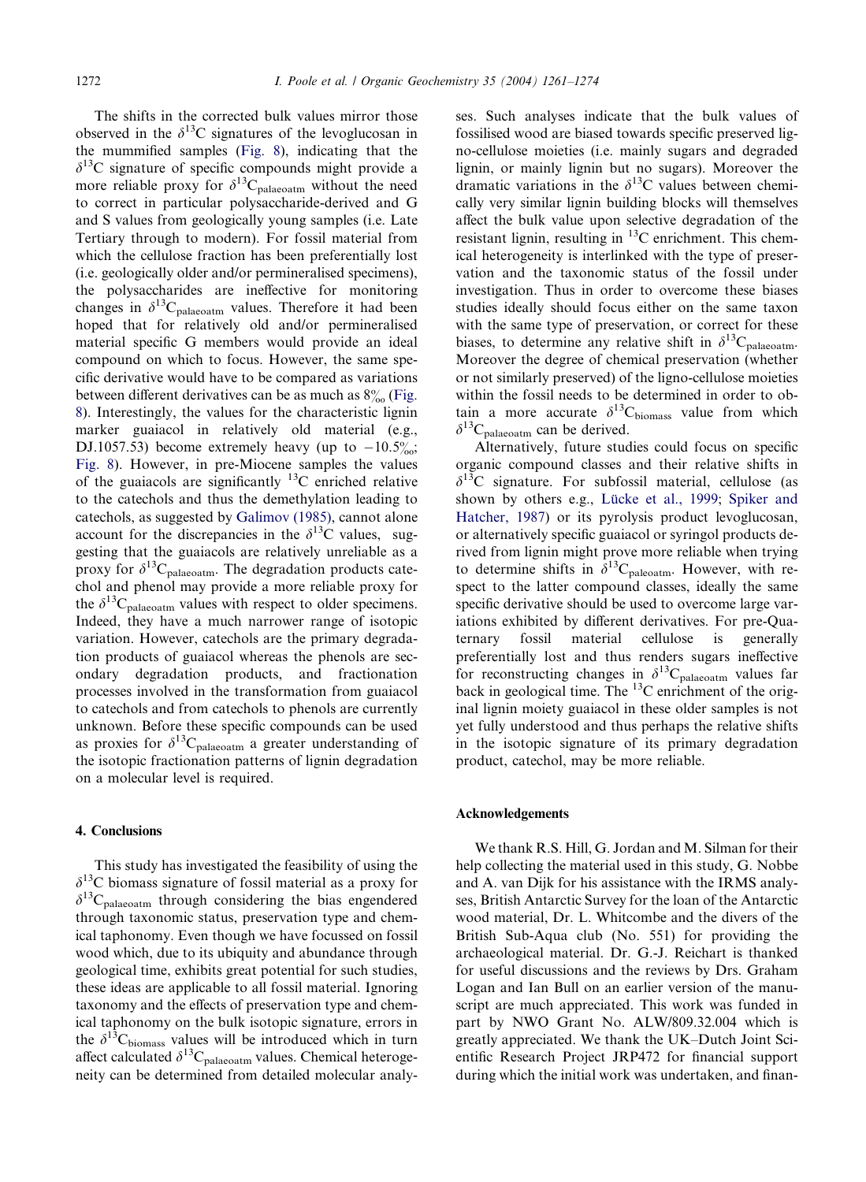The shifts in the corrected bulk values mirror those observed in the $\delta^{13}C$ signatures of the levoglucosan in the mummified samples (Fig. 8), indicating that the $\delta^{13}C$ signature of specific compounds might provide a more reliable proxy for $\delta^{13}C_{palaeoatm}$ without the need to correct in particular polysaccharide-derived and G and S values from geologically young samples (i.e. Late Tertiary through to modern). For fossil material from which the cellulose fraction has been preferentially lost (i.e. geologically older and/or permineralised specimens), the polysaccharides are ineffective for monitoring changes in $\delta^{13}C_{palaeoatm}$ values. Therefore it had been hoped that for relatively old and/or permineralised material specific G members would provide an ideal compound on which to focus. However, the same specific derivative would have to be compared as variations between different derivatives can be as much as 8‰ (Fig. 8). Interestingly, the values for the characteristic lignin marker guaiacol in relatively old material (e.g., DJ.1057.53) become extremely heavy (up to −10.5‰; Fig. 8). However, in pre-Miocene samples the values of the guaiacols are significantly $^{13}C$ enriched relative to the catechols and thus the demethylation leading to catechols, as suggested by Galimov (1985), cannot alone account for the discrepancies in the $\delta^{13}C$ values, suggesting that the guaiacols are relatively unreliable as a proxy for $\delta^{13}C_{palaeoatm}$. The degradation products catechol and phenol may provide a more reliable proxy for the $\delta^{13}C_{palaeoatm}$ values with respect to older specimens. Indeed, they have a much narrower range of isotopic variation. However, catechols are the primary degradation products of guaiacol whereas the phenols are secondary degradation products, and fractionation processes involved in the transformation from guaiacol to catechols and from catechols to phenols are currently unknown. Before these specific compounds can be used as proxies for $\delta^{13}C_{palaeoatm}$ a greater understanding of the isotopic fractionation patterns of lignin degradation on a molecular level is required.

## 4. Conclusions

This study has investigated the feasibility of using the $\delta^{13}C$ biomass signature of fossil material as a proxy for $\delta^{13}C_{palaeoatm}$ through considering the bias engendered through taxonomic status, preservation type and chemical taphonomy. Even though we have focussed on fossil wood which, due to its ubiquity and abundance through geological time, exhibits great potential for such studies, these ideas are applicable to all fossil material. Ignoring taxonomy and the effects of preservation type and chemical taphonomy on the bulk isotopic signature, errors in the $\delta^{13}C_{biomass}$ values will be introduced which in turn affect calculated $\delta^{13}C_{palaeoatm}$ values. Chemical heterogeneity can be determined from detailed molecular analyses. Such analyses indicate that the bulk values of fossilised wood are biased towards specific preserved ligno-cellulose moieties (i.e. mainly sugars and degraded lignin, or mainly lignin but no sugars). Moreover the dramatic variations in the $\delta^{13}C$ values between chemically very similar lignin building blocks will themselves affect the bulk value upon selective degradation of the resistant lignin, resulting in $^{13}C$ enrichment. This chemical heterogeneity is interlinked with the type of preservation and the taxonomic status of the fossil under investigation. Thus in order to overcome these biases studies ideally should focus either on the same taxon with the same type of preservation, or correct for these biases, to determine any relative shift in $\delta^{13}C_{palaeoatm}$. Moreover the degree of chemical preservation (whether or not similarly preserved) of the ligno-cellulose moieties within the fossil needs to be determined in order to obtain a more accurate $\delta^{13}C_{biomass}$ value from which $\delta^{13}C_{palaeoatm}$ can be derived.

Alternatively, future studies could focus on specific organic compound classes and their relative shifts in $\delta^{13}C$ signature. For subfossil material, cellulose (as shown by others e.g., Lücke et al., 1999; Spiker and Hatcher, 1987) or its pyrolysis product levoglucosan, or alternatively specific guaiacol or syringol products derived from lignin might prove more reliable when trying to determine shifts in $\delta^{13}C_{paleoatm}$. However, with respect to the latter compound classes, ideally the same specific derivative should be used to overcome large variations exhibited by different derivatives. For pre-Quaternary fossil material cellulose is generally preferentially lost and thus renders sugars ineffective for reconstructing changes in $\delta^{13}C_{palaeoatm}$ values far back in geological time. The $^{13}C$ enrichment of the original lignin moiety guaiacol in these older samples is not yet fully understood and thus perhaps the relative shifts in the isotopic signature of its primary degradation product, catechol, may be more reliable.

## Acknowledgements

We thank R.S. Hill, G. Jordan and M. Silman for their help collecting the material used in this study, G. Nobbe and A. van Dijk for his assistance with the IRMS analyses, British Antarctic Survey for the loan of the Antarctic wood material, Dr. L. Whitcombe and the divers of the British Sub-Aqua club (No. 551) for providing the archaeological material. Dr. G.-J. Reichart is thanked for useful discussions and the reviews by Drs. Graham Logan and Ian Bull on an earlier version of the manuscript are much appreciated. This work was funded in part by NWO Grant No. ALW/809.32.004 which is greatly appreciated. We thank the UK–Dutch Joint Scientific Research Project JRP472 for financial support during which the initial work was undertaken, and finan-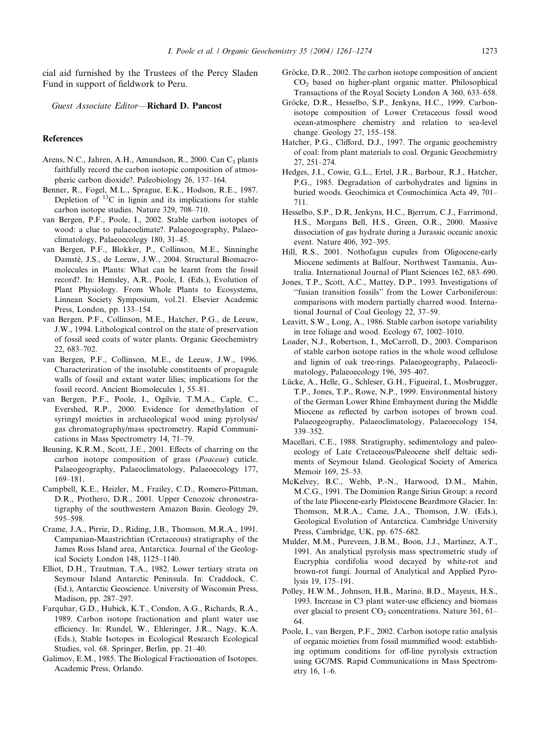cial aid furnished by the Trustees of the Percy Sladen Fund in support of fieldwork to Peru.

*Guest Associate Editor*—**Richard D. Pancost**

## References

Arens, N.C., Jahren, A.H., Amundson, R., 2000. Can $C_3$ plants faithfully record the carbon isotopic composition of atmospheric carbon dioxide?. Paleobiology 26, 137–164.

Benner, R., Fogel, M.L., Sprague, E.K., Hodson, R.E., 1987. Depletion of $^{13}C$ in lignin and its implications for stable carbon isotope studies. Nature 329, 708–710.

van Bergen, P.F., Poole, I., 2002. Stable carbon isotopes of wood: a clue to palaeoclimate?. Palaeogeography, Palaeoclimatology, Palaeoecology 180, 31–45.

van Bergen, P.F., Blokker, P., Collinson, M.E., Sinninghe Damsté, J.S., de Leeuw, J.W., 2004. Structural Biomacromolecules in Plants: What can be learnt from the fossil record?. In: Hemsley, A.R., Poole, I. (Eds.), Evolution of Plant Physiology. From Whole Plants to Ecosystems, Linnean Society Symposium, vol.21. Elsevier Academic Press, London, pp. 133–154.

van Bergen, P.F., Collinson, M.E., Hatcher, P.G., de Leeuw, J.W., 1994. Lithological control on the state of preservation of fossil seed coats of water plants. Organic Geochemistry 22, 683–702.

van Bergen, P.F., Collinson, M.E., de Leeuw, J.W., 1996. Characterization of the insoluble constituents of propagule walls of fossil and extant water lilies; implications for the fossil record. Ancient Biomolecules 1, 55–81.

van Bergen, P.F., Poole, I., Ogilvie, T.M.A., Caple, C., Evershed, R.P., 2000. Evidence for demethylation of syringyl moieties in archaeological wood using pyrolysis/gas chromatography/mass spectrometry. Rapid Communications in Mass Spectrometry 14, 71–79.

Beuning, K.R.M., Scott, J.E., 2001. Effects of charring on the carbon isotope composition of grass (*Poaceae*) cuticle. Palaeogeography, Palaeoclimatology, Palaeoecology 177, 169–181.

Campbell, K.E., Heizler, M., Frailey, C.D., Romero-Pittman, D.R., Prothero, D.R., 2001. Upper Cenozoic chronostratigraphy of the southwestern Amazon Basin. Geology 29, 595–598.

Crame, J.A., Pirrie, D., Riding, J.B., Thomson, M.R.A., 1991. Campanian-Maastrichtian (Cretaceous) stratigraphy of the James Ross Island area, Antarctica. Journal of the Geological Society London 148, 1125–1140.

Elliot, D.H., Trautman, T.A., 1982. Lower tertiary strata on Seymour Island Antarctic Peninsula. In: Craddock, C. (Ed.), Antarctic Geoscience. University of Wisconsin Press, Madison, pp. 287–297.

Farquhar, G.D., Hubick, K.T., Condon, A.G., Richards, R.A., 1989. Carbon isotope fractionation and plant water use efficiency. In: Rundel, W., Ehleringer, J.R., Nagy, K.A. (Eds.), Stable Isotopes in Ecological Research Ecological Studies, vol. 68. Springer, Berlin, pp. 21–40.

Galimov, E.M., 1985. The Biological Fractionation of Isotopes. Academic Press, Orlando.

Gröcke, D.R., 2002. The carbon isotope composition of ancient $CO_2$ based on higher-plant organic matter. Philosophical Transactions of the Royal Society London A 360, 633–658.

Gröcke, D.R., Hesselbo, S.P., Jenkyns, H.C., 1999. Carbon-isotope composition of Lower Cretaceous fossil wood ocean-atmosphere chemistry and relation to sea-level change. Geology 27, 155–158.

Hatcher, P.G., Clifford, D.J., 1997. The organic geochemistry of coal: from plant materials to coal. Organic Geochemistry 27, 251–274.

Hedges, J.I., Cowie, G.L., Ertel, J.R., Barbour, R.J., Hatcher, P.G., 1985. Degradation of carbohydrates and lignins in buried woods. Geochimica et Cosmochimica Acta 49, 701–711.

Hesselbo, S.P., D.R, Jenkyns, H.C., Bjerrum, C.J., Farrimond, H.S., Morgans Bell, H.S., Green, O.R., 2000. Massive dissociation of gas hydrate during a Jurassic oceanic anoxic event. Nature 406, 392–395.

Hill, R.S., 2001. Nothofagus cupules from Oligocene-early Miocene sediments at Balfour, Northwest Tasmania, Australia. International Journal of Plant Sciences 162, 683–690.

Jones, T.P., Scott, A.C., Mattey, D.P., 1993. Investigations of "fusian transition fossils" from the Lower Carboniferous: comparisons with modern partially charred wood. International Journal of Coal Geology 22, 37–59.

Leavitt, S.W., Long, A., 1986. Stable carbon isotope variability in tree foliage and wood. Ecology 67, 1002–1010.

Loader, N.J., Robertson, I., McCarroll, D., 2003. Comparison of stable carbon isotope ratios in the whole wood cellulose and lignin of oak tree-rings. Palaeogeography, Palaeoclimatology, Palaeoecology 196, 395–407.

Lücke, A., Helle, G., Schleser, G.H., Figueiral, I., Mosbrugger, T.P., Jones, T.P., Rowe, N.P., 1999. Environmental history of the German Lower Rhine Embayment during the Middle Miocene as reflected by carbon isotopes of brown coal. Palaeogeography, Palaeoclimatology, Palaeoecology 154, 339–352.

Macellari, C.E., 1988. Stratigraphy, sedimentology and paleoecology of Late Cretaceous/Paleocene shelf deltaic sediments of Seymour Island. Geological Society of America Memoir 169, 25–53.

McKelvey, B.C., Webb, P.-N., Harwood, D.M., Mabin, M.C.G., 1991. The Dominion Range Sirius Group: a record of the late Pliocene-early Pleistocene Beardmore Glacier. In: Thomson, M.R.A., Came, J.A., Thomson, J.W. (Eds.), Geological Evolution of Antarctica. Cambridge University Press, Cambridge, UK, pp. 675–682.

Mulder, M.M., Pureveen, J.B.M., Boon, J.J., Martínez, A.T., 1991. An analytical pyrolysis mass spectrometric study of Eucryphia cordifolia wood decayed by white-rot and brown-rot fungi. Journal of Analytical and Applied Pyrolysis 19, 175–191.

Polley, H.W.M., Johnson, H.B., Marino, B.D., Mayeux, H.S., 1993. Increase in C3 plant water-use efficiency and biomass over glacial to present $CO_2$ concentrations. Nature 361, 61–64.

Poole, I., van Bergen, P.F., 2002. Carbon isotope ratio analysis of organic moieties from fossil mummified wood: establishing optimum conditions for off-line pyrolysis extraction using GC/MS. Rapid Communications in Mass Spectrometry 16, 1–6.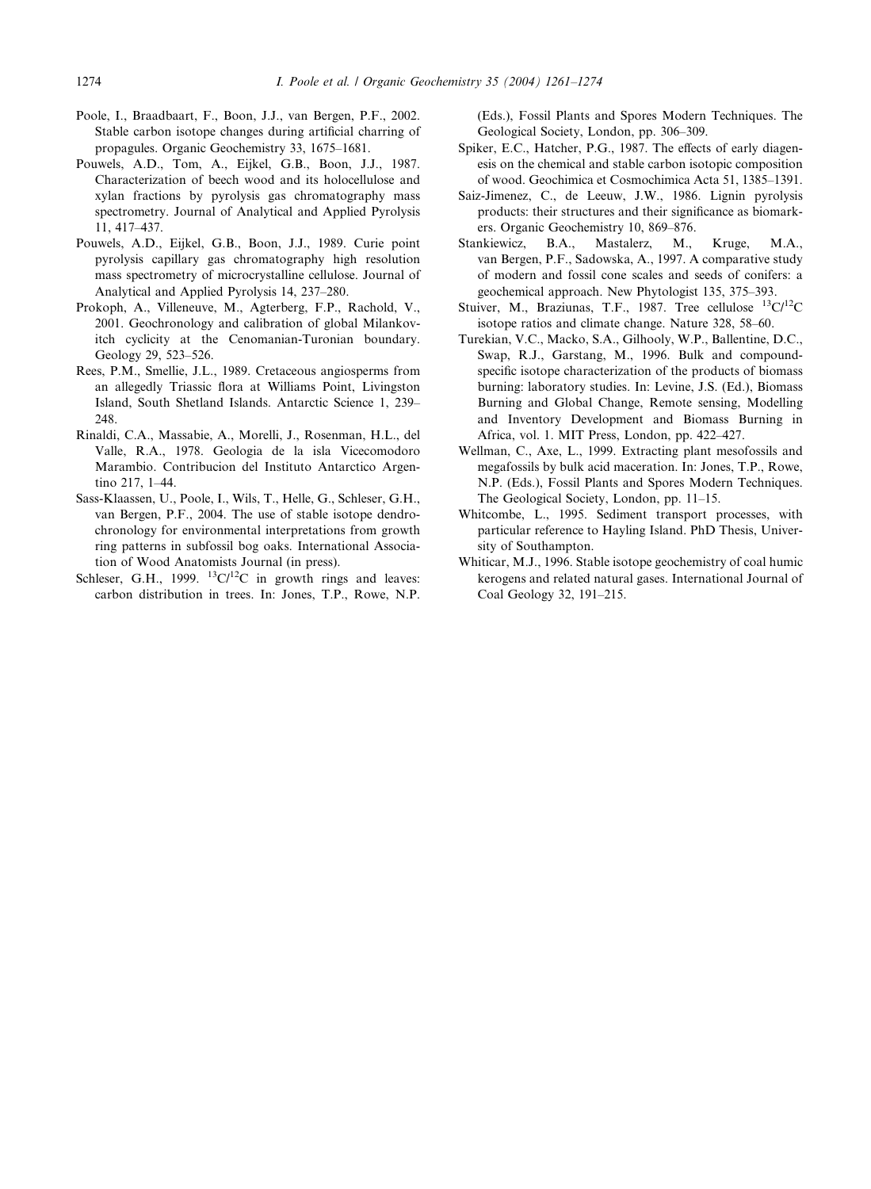Poole, I., Braadbaart, F., Boon, J.J., van Bergen, P.F., 2002. Stable carbon isotope changes during artificial charring of propagules. Organic Geochemistry 33, 1675–1681.

Pouwels, A.D., Tom, A., Eijkel, G.B., Boon, J.J., 1987. Characterization of beech wood and its holocellulose and xylan fractions by pyrolysis gas chromatography mass spectrometry. Journal of Analytical and Applied Pyrolysis 11, 417–437.

Pouwels, A.D., Eijkel, G.B., Boon, J.J., 1989. Curie point pyrolysis capillary gas chromatography high resolution mass spectrometry of microcrystalline cellulose. Journal of Analytical and Applied Pyrolysis 14, 237–280.

Prokoph, A., Villeneuve, M., Agterberg, F.P., Rachold, V., 2001. Geochronology and calibration of global Milankovitch cyclicity at the Cenomanian-Turonian boundary. Geology 29, 523–526.

Rees, P.M., Smellie, J.L., 1989. Cretaceous angiosperms from an allegedly Triassic flora at Williams Point, Livingston Island, South Shetland Islands. Antarctic Science 1, 239–248.

Rinaldi, C.A., Massabie, A., Morelli, J., Rosenman, H.L., del Valle, R.A., 1978. Geologia de la isla Vicecomodoro Marambio. Contribucion del Instituto Antarctico Argentino 217, 1–44.

Sass-Klaassen, U., Poole, I., Wils, T., Helle, G., Schleser, G.H., van Bergen, P.F., 2004. The use of stable isotope dendrochronology for environmental interpretations from growth ring patterns in subfossil bog oaks. International Association of Wood Anatomists Journal (in press).

Schleser, G.H., 1999. $^{13}C/^{12}C$ in growth rings and leaves: carbon distribution in trees. In: Jones, T.P., Rowe, N.P. (Eds.), Fossil Plants and Spores Modern Techniques. The Geological Society, London, pp. 306–309.

Spiker, E.C., Hatcher, P.G., 1987. The effects of early diagenesis on the chemical and stable carbon isotopic composition of wood. Geochimica et Cosmochimica Acta 51, 1385–1391.

Saiz-Jimenez, C., de Leeuw, J.W., 1986. Lignin pyrolysis products: their structures and their significance as biomarkers. Organic Geochemistry 10, 869–876.

Stankiewicz, B.A., Mastalerz, M., Kruge, M.A., van Bergen, P.F., Sadowska, A., 1997. A comparative study of modern and fossil cone scales and seeds of conifers: a geochemical approach. New Phytologist 135, 375–393.

Stuiver, M., Braziunas, T.F., 1987. Tree cellulose $^{13}C/^{12}C$ isotope ratios and climate change. Nature 328, 58–60.

Turekian, V.C., Macko, S.A., Gilhooly, W.P., Ballentine, D.C., Swap, R.J., Garstang, M., 1996. Bulk and compound-specific isotope characterization of the products of biomass burning: laboratory studies. In: Levine, J.S. (Ed.), Biomass Burning and Global Change, Remote sensing, Modelling and Inventory Development and Biomass Burning in Africa, vol. 1. MIT Press, London, pp. 422–427.

Wellman, C., Axe, L., 1999. Extracting plant mesofossils and megafossils by bulk acid maceration. In: Jones, T.P., Rowe, N.P. (Eds.), Fossil Plants and Spores Modern Techniques. The Geological Society, London, pp. 11–15.

Whitcombe, L., 1995. Sediment transport processes, with particular reference to Hayling Island. PhD Thesis, University of Southampton.

Whiticar, M.J., 1996. Stable isotope geochemistry of coal humic kerogens and related natural gases. International Journal of Coal Geology 32, 191–215.